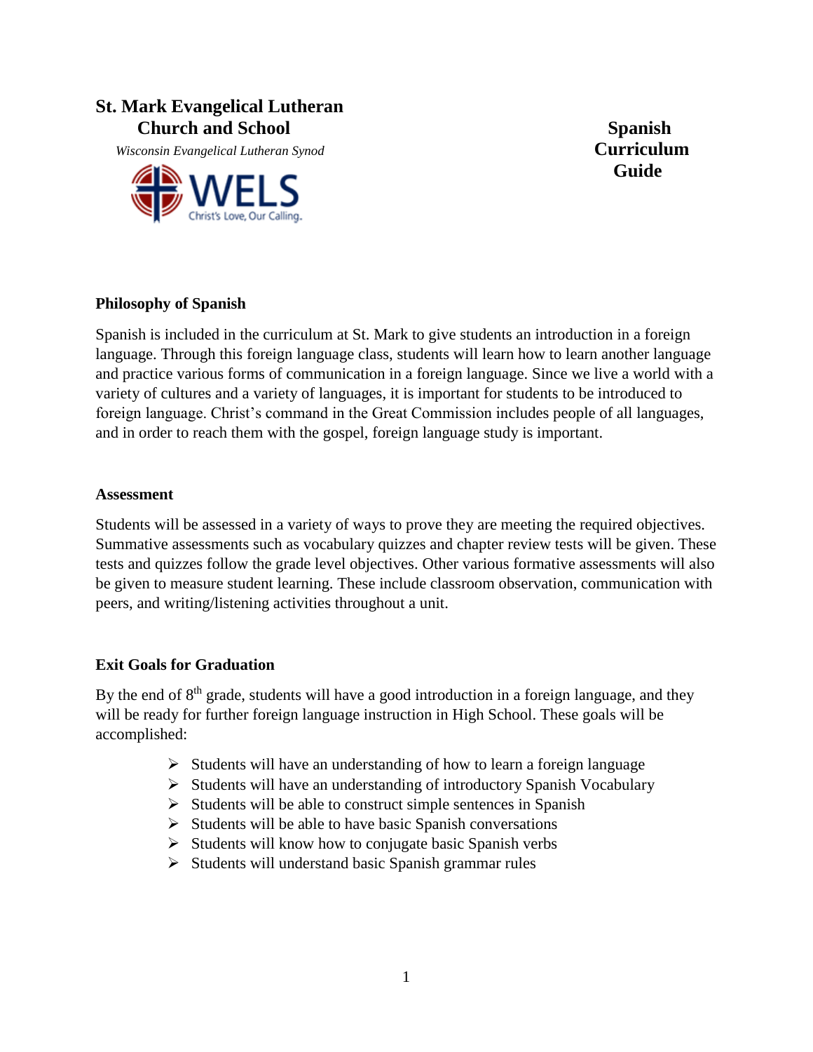**St. Mark Evangelical Lutheran Church and School**

*Wisconsin Evangelical Lutheran Synod*

WELS Christ's Love, Our Calling.

# Spanish Curriculum Guide

## Philosophy of Spanish

Spanish is included in the curriculum at St. Mark to give students an introduction in a foreign language. Through this foreign language class, students will learn how to learn another language and practice various forms of communication in a foreign language. Since we live a world with a variety of cultures and a variety of languages, it is important for students to be introduced to foreign language. Christ's command in the Great Commission includes people of all languages, and in order to reach them with the gospel, foreign language study is important.

## Assessment

Students will be assessed in a variety of ways to prove they are meeting the required objectives. Summative assessments such as vocabulary quizzes and chapter review tests will be given. These tests and quizzes follow the grade level objectives. Other various formative assessments will also be given to measure student learning. These include classroom observation, communication with peers, and writing/listening activities throughout a unit.

## Exit Goals for Graduation

By the end of 8th grade, students will have a good introduction in a foreign language, and they will be ready for further foreign language instruction in High School. These goals will be accomplished:

- Students will have an understanding of how to learn a foreign language
- Students will have an understanding of introductory Spanish Vocabulary
- Students will be able to construct simple sentences in Spanish
- Students will be able to have basic Spanish conversations
- Students will know how to conjugate basic Spanish verbs
- Students will understand basic Spanish grammar rules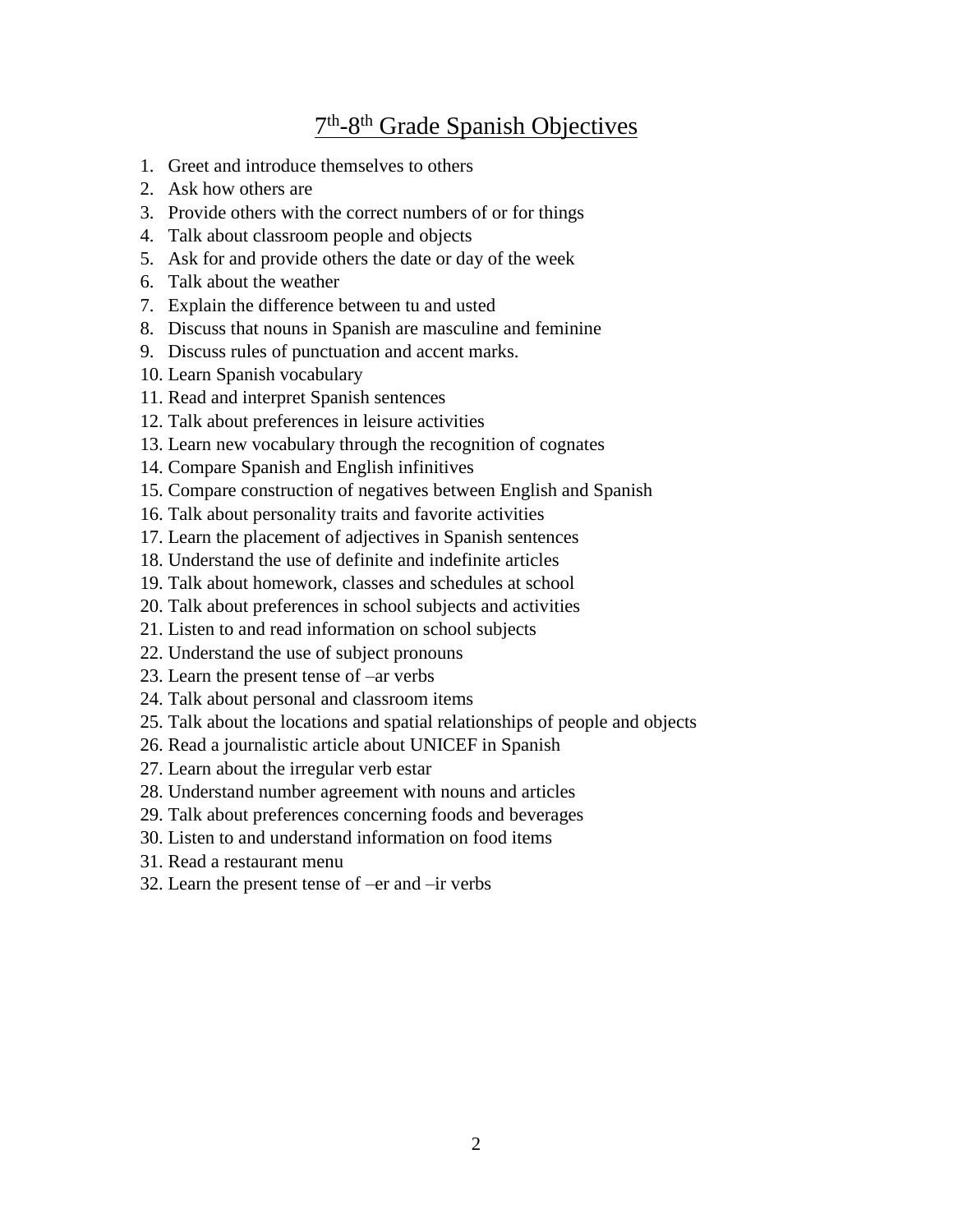# 7th-8th Grade Spanish Objectives

1. Greet and introduce themselves to others
2. Ask how others are
3. Provide others with the correct numbers of or for things
4. Talk about classroom people and objects
5. Ask for and provide others the date or day of the week
6. Talk about the weather
7. Explain the difference between tu and usted
8. Discuss that nouns in Spanish are masculine and feminine
9. Discuss rules of punctuation and accent marks.
10. Learn Spanish vocabulary
11. Read and interpret Spanish sentences
12. Talk about preferences in leisure activities
13. Learn new vocabulary through the recognition of cognates
14. Compare Spanish and English infinitives
15. Compare construction of negatives between English and Spanish
16. Talk about personality traits and favorite activities
17. Learn the placement of adjectives in Spanish sentences
18. Understand the use of definite and indefinite articles
19. Talk about homework, classes and schedules at school
20. Talk about preferences in school subjects and activities
21. Listen to and read information on school subjects
22. Understand the use of subject pronouns
23. Learn the present tense of –ar verbs
24. Talk about personal and classroom items
25. Talk about the locations and spatial relationships of people and objects
26. Read a journalistic article about UNICEF in Spanish
27. Learn about the irregular verb estar
28. Understand number agreement with nouns and articles
29. Talk about preferences concerning foods and beverages
30. Listen to and understand information on food items
31. Read a restaurant menu
32. Learn the present tense of –er and –ir verbs